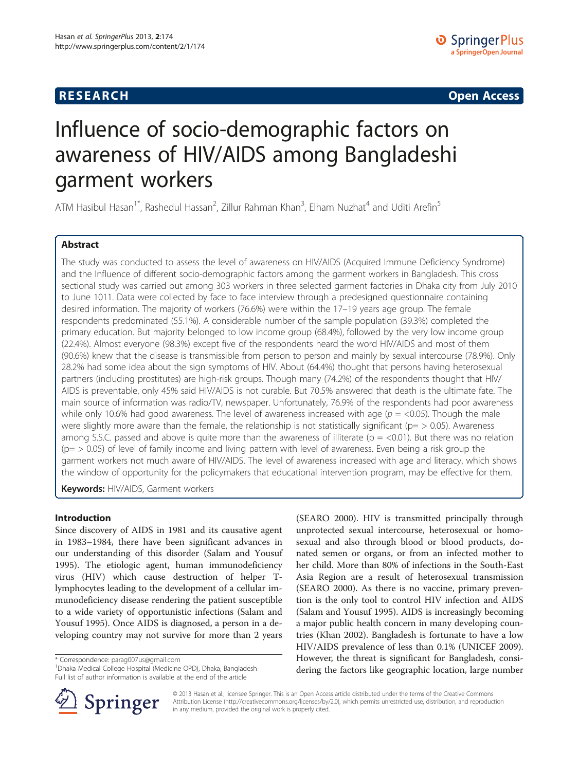**RESEARCH** **Open Access**

# Influence of socio-demographic factors on awareness of HIV/AIDS among Bangladeshi garment workers

ATM Hasibul Hasan[1*], Rashedul Hassan[2], Zillur Rahman Khan[3], Elham Nuzhat[4] and Uditi Arefin[5]

## Abstract

The study was conducted to assess the level of awareness on HIV/AIDS (Acquired Immune Deficiency Syndrome) and the Influence of different socio-demographic factors among the garment workers in Bangladesh. This cross sectional study was carried out among 303 workers in three selected garment factories in Dhaka city from July 2010 to June 1011. Data were collected by face to face interview through a predesigned questionnaire containing desired information. The majority of workers (76.6%) were within the 17–19 years age group. The female respondents predominated (55.1%). A considerable number of the sample population (39.3%) completed the primary education. But majority belonged to low income group (68.4%), followed by the very low income group (22.4%). Almost everyone (98.3%) except five of the respondents heard the word HIV/AIDS and most of them (90.6%) knew that the disease is transmissible from person to person and mainly by sexual intercourse (78.9%). Only 28.2% had some idea about the sign symptoms of HIV. About (64.4%) thought that persons having heterosexual partners (including prostitutes) are high-risk groups. Though many (74.2%) of the respondents thought that HIV/AIDS is preventable, only 45% said HIV/AIDS is not curable. But 70.5% answered that death is the ultimate fate. The main source of information was radio/TV, newspaper. Unfortunately, 76.9% of the respondents had poor awareness while only 10.6% had good awareness. The level of awareness increased with age ($p$ = <0.05). Though the male were slightly more aware than the female, the relationship is not statistically significant (p= > 0.05). Awareness among S.S.C. passed and above is quite more than the awareness of illiterate (p = <0.01). But there was no relation (p= > 0.05) of level of family income and living pattern with level of awareness. Even being a risk group the garment workers not much aware of HIV/AIDS. The level of awareness increased with age and literacy, which shows the window of opportunity for the policymakers that educational intervention program, may be effective for them.

**Keywords:** HIV/AIDS, Garment workers

## Introduction

Since discovery of AIDS in 1981 and its causative agent in 1983–1984, there have been significant advances in our understanding of this disorder (Salam and Yousuf 1995). The etiologic agent, human immunodeficiency virus (HIV) which cause destruction of helper T-lymphocytes leading to the development of a cellular immunodeficiency disease rendering the patient susceptible to a wide variety of opportunistic infections (Salam and Yousuf 1995). Once AIDS is diagnosed, a person in a developing country may not survive for more than 2 years (SEARO 2000). HIV is transmitted principally through unprotected sexual intercourse, heterosexual or homosexual and also through blood or blood products, donated semen or organs, or from an infected mother to her child. More than 80% of infections in the South-East Asia Region are a result of heterosexual transmission (SEARO 2000). As there is no vaccine, primary prevention is the only tool to control HIV infection and AIDS (Salam and Yousuf 1995). AIDS is increasingly becoming a major public health concern in many developing countries (Khan 2002). Bangladesh is fortunate to have a low HIV/AIDS prevalence of less than 0.1% (UNICEF 2009). However, the threat is significant for Bangladesh, considering the factors like geographic location, large number

\* Correspondence: parag007us@gmail.com
[1]Dhaka Medical College Hospital (Medicine OPD), Dhaka, Bangladesh
Full list of author information is available at the end of the article

© 2013 Hasan et al.; licensee Springer. This is an Open Access article distributed under the terms of the Creative Commons Attribution License (http://creativecommons.org/licenses/by/2.0), which permits unrestricted use, distribution, and reproduction in any medium, provided the original work is properly cited.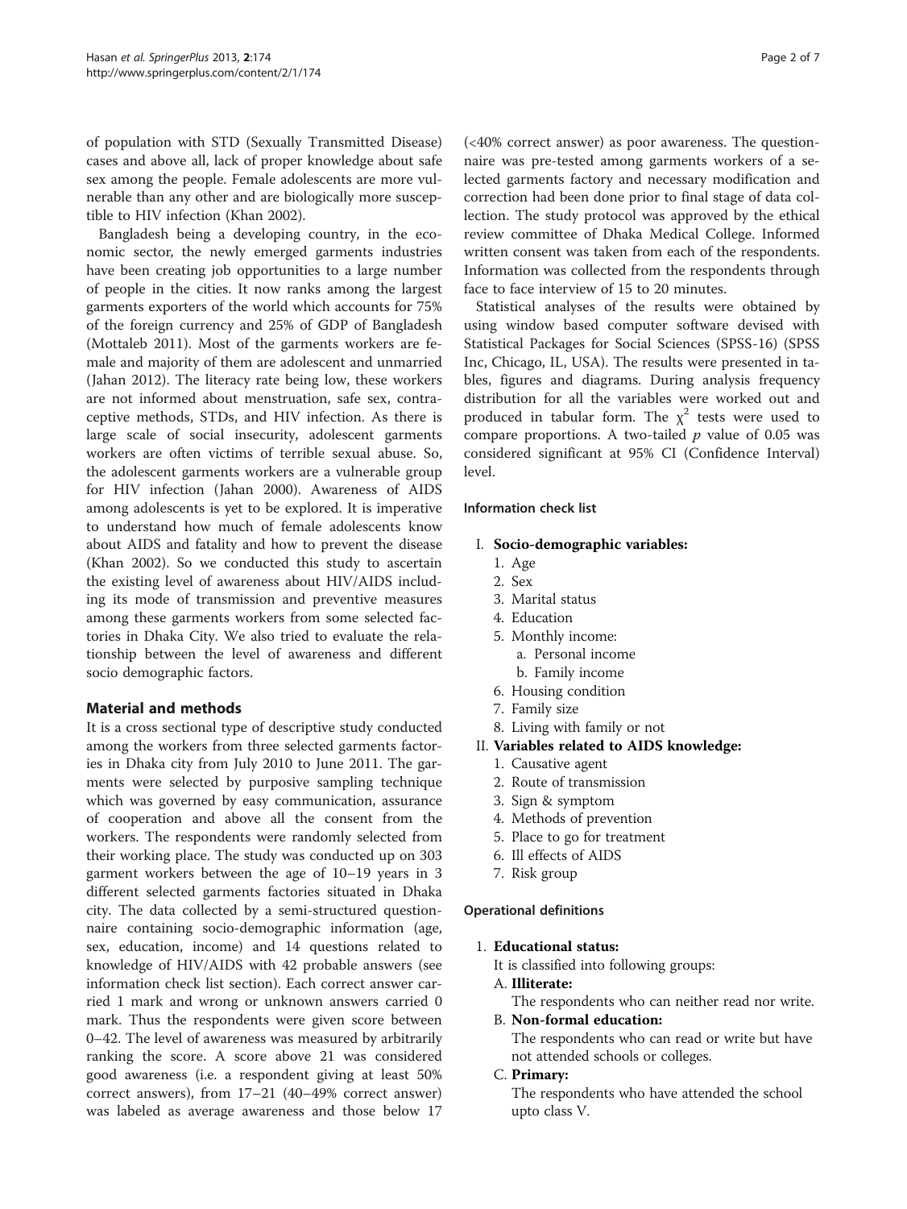of population with STD (Sexually Transmitted Disease) cases and above all, lack of proper knowledge about safe sex among the people. Female adolescents are more vulnerable than any other and are biologically more susceptible to HIV infection (Khan 2002).

Bangladesh being a developing country, in the economic sector, the newly emerged garments industries have been creating job opportunities to a large number of people in the cities. It now ranks among the largest garments exporters of the world which accounts for 75% of the foreign currency and 25% of GDP of Bangladesh (Mottaleb 2011). Most of the garments workers are female and majority of them are adolescent and unmarried (Jahan 2012). The literacy rate being low, these workers are not informed about menstruation, safe sex, contraceptive methods, STDs, and HIV infection. As there is large scale of social insecurity, adolescent garments workers are often victims of terrible sexual abuse. So, the adolescent garments workers are a vulnerable group for HIV infection (Jahan 2000). Awareness of AIDS among adolescents is yet to be explored. It is imperative to understand how much of female adolescents know about AIDS and fatality and how to prevent the disease (Khan 2002). So we conducted this study to ascertain the existing level of awareness about HIV/AIDS including its mode of transmission and preventive measures among these garments workers from some selected factories in Dhaka City. We also tried to evaluate the relationship between the level of awareness and different socio demographic factors.

## Material and methods

It is a cross sectional type of descriptive study conducted among the workers from three selected garments factories in Dhaka city from July 2010 to June 2011. The garments were selected by purposive sampling technique which was governed by easy communication, assurance of cooperation and above all the consent from the workers. The respondents were randomly selected from their working place. The study was conducted up on 303 garment workers between the age of 10–19 years in 3 different selected garments factories situated in Dhaka city. The data collected by a semi-structured questionnaire containing socio-demographic information (age, sex, education, income) and 14 questions related to knowledge of HIV/AIDS with 42 probable answers (see information check list section). Each correct answer carried 1 mark and wrong or unknown answers carried 0 mark. Thus the respondents were given score between 0–42. The level of awareness was measured by arbitrarily ranking the score. A score above 21 was considered good awareness (i.e. a respondent giving at least 50% correct answers), from 17–21 (40–49% correct answer) was labeled as average awareness and those below 17 (<40% correct answer) as poor awareness. The questionnaire was pre-tested among garments workers of a selected garments factory and necessary modification and correction had been done prior to final stage of data collection. The study protocol was approved by the ethical review committee of Dhaka Medical College. Informed written consent was taken from each of the respondents. Information was collected from the respondents through face to face interview of 15 to 20 minutes.

Statistical analyses of the results were obtained by using window based computer software devised with Statistical Packages for Social Sciences (SPSS-16) (SPSS Inc, Chicago, IL, USA). The results were presented in tables, figures and diagrams. During analysis frequency distribution for all the variables were worked out and produced in tabular form. The $\chi^2$ tests were used to compare proportions. A two-tailed $p$ value of 0.05 was considered significant at 95% CI (Confidence Interval) level.

### Information check list

I. **Socio-demographic variables:**
   1. Age
   2. Sex
   3. Marital status
   4. Education
   5. Monthly income:
      a. Personal income
      b. Family income
   6. Housing condition
   7. Family size
   8. Living with family or not

II. **Variables related to AIDS knowledge:**
   1. Causative agent
   2. Route of transmission
   3. Sign & symptom
   4. Methods of prevention
   5. Place to go for treatment
   6. Ill effects of AIDS
   7. Risk group

### Operational definitions

1. **Educational status:**

   It is classified into following groups:

   A. **Illiterate:**
   The respondents who can neither read nor write.

   B. **Non-formal education:**
   The respondents who can read or write but have not attended schools or colleges.

   C. **Primary:**
   The respondents who have attended the school upto class V.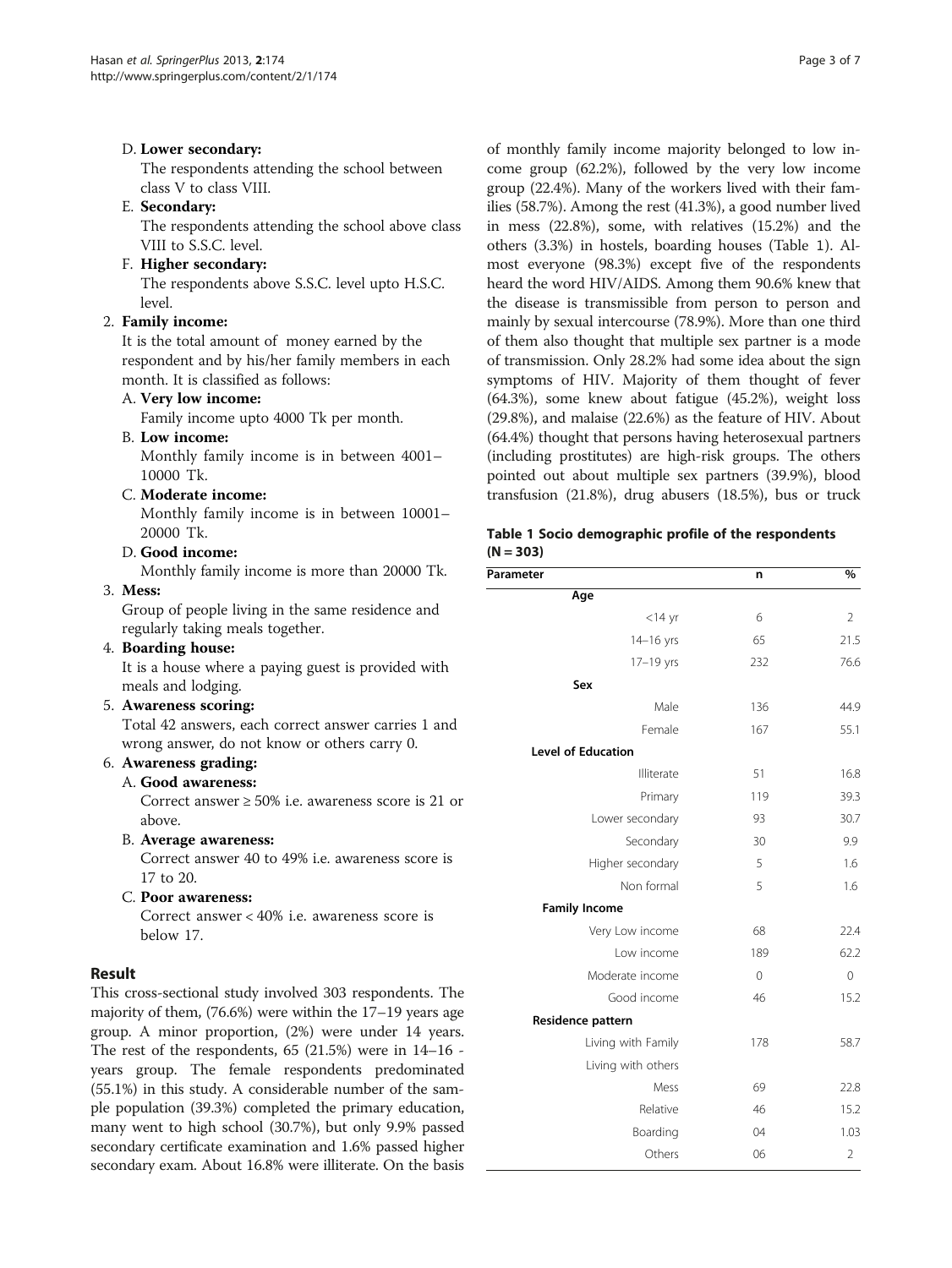D. **Lower secondary:**

The respondents attending the school between class V to class VIII.

E. **Secondary:**

The respondents attending the school above class VIII to S.S.C. level.

F. **Higher secondary:**

The respondents above S.S.C. level upto H.S.C. level.

2. **Family income:**

It is the total amount of money earned by the respondent and by his/her family members in each month. It is classified as follows:

A. **Very low income:**

Family income upto 4000 Tk per month.

B. **Low income:**

Monthly family income is in between 4001–10000 Tk.

C. **Moderate income:**

Monthly family income is in between 10001–20000 Tk.

D. **Good income:**

Monthly family income is more than 20000 Tk.

3. **Mess:**

Group of people living in the same residence and regularly taking meals together.

4. **Boarding house:**

It is a house where a paying guest is provided with meals and lodging.

5. **Awareness scoring:**

Total 42 answers, each correct answer carries 1 and wrong answer, do not know or others carry 0.

6. **Awareness grading:**

A. **Good awareness:**

Correct answer ≥ 50% i.e. awareness score is 21 or above.

B. **Average awareness:**

Correct answer 40 to 49% i.e. awareness score is 17 to 20.

C. **Poor awareness:**

Correct answer < 40% i.e. awareness score is below 17.

## Result

This cross-sectional study involved 303 respondents. The majority of them, (76.6%) were within the 17–19 years age group. A minor proportion, (2%) were under 14 years. The rest of the respondents, 65 (21.5%) were in 14–16 - years group. The female respondents predominated (55.1%) in this study. A considerable number of the sample population (39.3%) completed the primary education, many went to high school (30.7%), but only 9.9% passed secondary certificate examination and 1.6% passed higher secondary exam. About 16.8% were illiterate. On the basis of monthly family income majority belonged to low income group (62.2%), followed by the very low income group (22.4%). Many of the workers lived with their families (58.7%). Among the rest (41.3%), a good number lived in mess (22.8%), some, with relatives (15.2%) and the others (3.3%) in hostels, boarding houses (Table 1). Almost everyone (98.3%) except five of the respondents heard the word HIV/AIDS. Among them 90.6% knew that the disease is transmissible from person to person and mainly by sexual intercourse (78.9%). More than one third of them also thought that multiple sex partner is a mode of transmission. Only 28.2% had some idea about the sign symptoms of HIV. Majority of them thought of fever (64.3%), some knew about fatigue (45.2%), weight loss (29.8%), and malaise (22.6%) as the feature of HIV. About (64.4%) thought that persons having heterosexual partners (including prostitutes) are high-risk groups. The others pointed out about multiple sex partners (39.9%), blood transfusion (21.8%), drug abusers (18.5%), bus or truck

**Table 1 Socio demographic profile of the respondents (N = 303)**

| Parameter | n | % |
|---|---|---|
| **Age** | | |
| <14 yr | 6 | 2 |
| 14–16 yrs | 65 | 21.5 |
| 17–19 yrs | 232 | 76.6 |
| **Sex** | | |
| Male | 136 | 44.9 |
| Female | 167 | 55.1 |
| **Level of Education** | | |
| Illiterate | 51 | 16.8 |
| Primary | 119 | 39.3 |
| Lower secondary | 93 | 30.7 |
| Secondary | 30 | 9.9 |
| Higher secondary | 5 | 1.6 |
| Non formal | 5 | 1.6 |
| **Family Income** | | |
| Very Low income | 68 | 22.4 |
| Low income | 189 | 62.2 |
| Moderate income | 0 | 0 |
| Good income | 46 | 15.2 |
| **Residence pattern** | | |
| Living with Family | 178 | 58.7 |
| Living with others | | |
| Mess | 69 | 22.8 |
| Relative | 46 | 15.2 |
| Boarding | 04 | 1.03 |
| Others | 06 | 2 |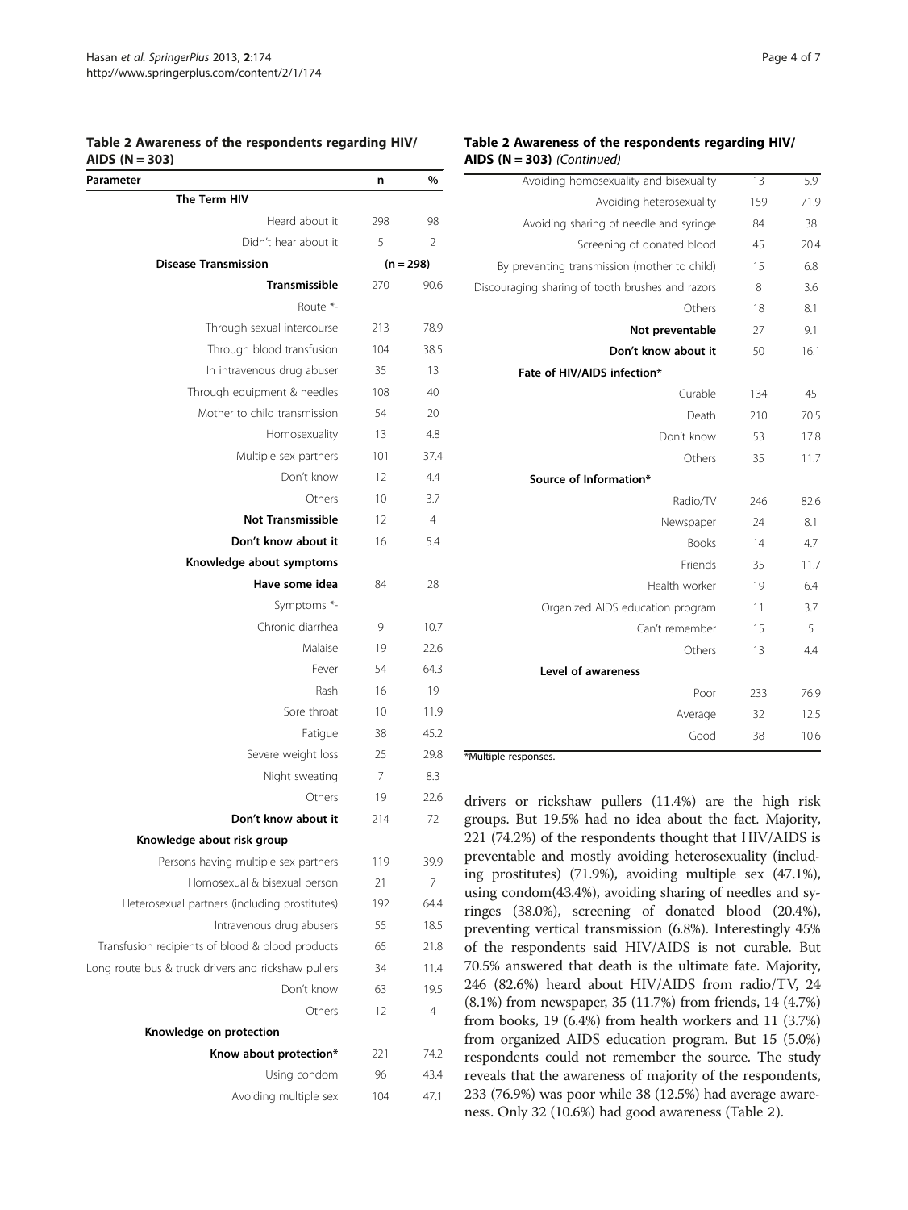**Table 2 Awareness of the respondents regarding HIV/AIDS (N = 303)**

| Parameter | n | % |
|---|---|---|
| **The Term HIV** | | |
| Heard about it | 298 | 98 |
| Didn't hear about it | 5 | 2 |
| **Disease Transmission** | (n = 298) | |
| **Transmissible** | 270 | 90.6 |
| Route *- | | |
| Through sexual intercourse | 213 | 78.9 |
| Through blood transfusion | 104 | 38.5 |
| In intravenous drug abuser | 35 | 13 |
| Through equipment & needles | 108 | 40 |
| Mother to child transmission | 54 | 20 |
| Homosexuality | 13 | 4.8 |
| Multiple sex partners | 101 | 37.4 |
| Don't know | 12 | 4.4 |
| Others | 10 | 3.7 |
| **Not Transmissible** | 12 | 4 |
| **Don't know about it** | 16 | 5.4 |
| **Knowledge about symptoms** | | |
| **Have some idea** | 84 | 28 |
| Symptoms *- | | |
| Chronic diarrhea | 9 | 10.7 |
| Malaise | 19 | 22.6 |
| Fever | 54 | 64.3 |
| Rash | 16 | 19 |
| Sore throat | 10 | 11.9 |
| Fatigue | 38 | 45.2 |
| Severe weight loss | 25 | 29.8 |
| Night sweating | 7 | 8.3 |
| Others | 19 | 22.6 |
| **Don't know about it** | 214 | 72 |
| **Knowledge about risk group** | | |
| Persons having multiple sex partners | 119 | 39.9 |
| Homosexual & bisexual person | 21 | 7 |
| Heterosexual partners (including prostitutes) | 192 | 64.4 |
| Intravenous drug abusers | 55 | 18.5 |
| Transfusion recipients of blood & blood products | 65 | 21.8 |
| Long route bus & truck drivers and rickshaw pullers | 34 | 11.4 |
| Don't know | 63 | 19.5 |
| Others | 12 | 4 |
| **Knowledge on protection** | | |
| **Know about protection*** | 221 | 74.2 |
| Using condom | 96 | 43.4 |
| Avoiding multiple sex | 104 | 47.1 |
| Avoiding homosexuality and bisexuality | 13 | 5.9 |
| Avoiding heterosexuality | 159 | 71.9 |
| Avoiding sharing of needle and syringe | 84 | 38 |
| Screening of donated blood | 45 | 20.4 |
| By preventing transmission (mother to child) | 15 | 6.8 |
| Discouraging sharing of tooth brushes and razors | 8 | 3.6 |
| Others | 18 | 8.1 |
| **Not preventable** | 27 | 9.1 |
| **Don't know about it** | 50 | 16.1 |
| **Fate of HIV/AIDS infection*** | | |
| Curable | 134 | 45 |
| Death | 210 | 70.5 |
| Don't know | 53 | 17.8 |
| Others | 35 | 11.7 |
| **Source of Information*** | | |
| Radio/TV | 246 | 82.6 |
| Newspaper | 24 | 8.1 |
| Books | 14 | 4.7 |
| Friends | 35 | 11.7 |
| Health worker | 19 | 6.4 |
| Organized AIDS education program | 11 | 3.7 |
| Can't remember | 15 | 5 |
| Others | 13 | 4.4 |
| **Level of awareness** | | |
| Poor | 233 | 76.9 |
| Average | 32 | 12.5 |
| Good | 38 | 10.6 |

*Multiple responses.

drivers or rickshaw pullers (11.4%) are the high risk groups. But 19.5% had no idea about the fact. Majority, 221 (74.2%) of the respondents thought that HIV/AIDS is preventable and mostly avoiding heterosexuality (including prostitutes) (71.9%), avoiding multiple sex (47.1%), using condom(43.4%), avoiding sharing of needles and syringes (38.0%), screening of donated blood (20.4%), preventing vertical transmission (6.8%). Interestingly 45% of the respondents said HIV/AIDS is not curable. But 70.5% answered that death is the ultimate fate. Majority, 246 (82.6%) heard about HIV/AIDS from radio/TV, 24 (8.1%) from newspaper, 35 (11.7%) from friends, 14 (4.7%) from books, 19 (6.4%) from health workers and 11 (3.7%) from organized AIDS education program. But 15 (5.0%) respondents could not remember the source. The study reveals that the awareness of majority of the respondents, 233 (76.9%) was poor while 38 (12.5%) had average awareness. Only 32 (10.6%) had good awareness (Table 2).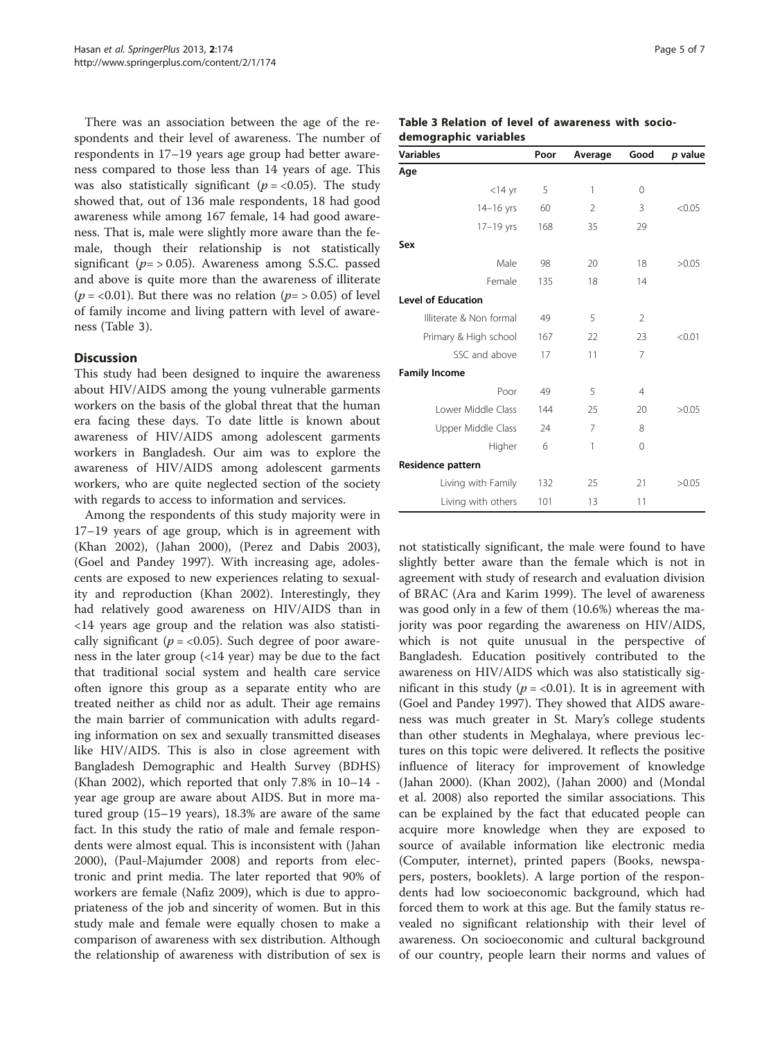There was an association between the age of the respondents and their level of awareness. The number of respondents in 17–19 years age group had better awareness compared to those less than 14 years of age. This was also statistically significant ($p = <0.05$). The study showed that, out of 136 male respondents, 18 had good awareness while among 167 female, 14 had good awareness. That is, male were slightly more aware than the female, though their relationship is not statistically significant ($p = > 0.05$). Awareness among S.S.C. passed and above is quite more than the awareness of illiterate ($p = <0.01$). But there was no relation ($p = > 0.05$) of level of family income and living pattern with level of awareness (Table 3).

**Table 3 Relation of level of awareness with socio-demographic variables**

| Variables | Poor | Average | Good | *p* value |
|---|---|---|---|---|
| **Age** | | | | |
| <14 yr | 5 | 1 | 0 | |
| 14–16 yrs | 60 | 2 | 3 | <0.05 |
| 17–19 yrs | 168 | 35 | 29 | |
| **Sex** | | | | |
| Male | 98 | 20 | 18 | >0.05 |
| Female | 135 | 18 | 14 | |
| **Level of Education** | | | | |
| Illiterate & Non formal | 49 | 5 | 2 | |
| Primary & High school | 167 | 22 | 23 | <0.01 |
| SSC and above | 17 | 11 | 7 | |
| **Family Income** | | | | |
| Poor | 49 | 5 | 4 | |
| Lower Middle Class | 144 | 25 | 20 | >0.05 |
| Upper Middle Class | 24 | 7 | 8 | |
| Higher | 6 | 1 | 0 | |
| **Residence pattern** | | | | |
| Living with Family | 132 | 25 | 21 | >0.05 |
| Living with others | 101 | 13 | 11 | |

## Discussion

This study had been designed to inquire the awareness about HIV/AIDS among the young vulnerable garments workers on the basis of the global threat that the human era facing these days. To date little is known about awareness of HIV/AIDS among adolescent garments workers in Bangladesh. Our aim was to explore the awareness of HIV/AIDS among adolescent garments workers, who are quite neglected section of the society with regards to access to information and services.

Among the respondents of this study majority were in 17–19 years of age group, which is in agreement with (Khan 2002), (Jahan 2000), (Perez and Dabis 2003), (Goel and Pandey 1997). With increasing age, adolescents are exposed to new experiences relating to sexuality and reproduction (Khan 2002). Interestingly, they had relatively good awareness on HIV/AIDS than in <14 years age group and the relation was also statistically significant ($p = <0.05$). Such degree of poor awareness in the later group (<14 year) may be due to the fact that traditional social system and health care service often ignore this group as a separate entity who are treated neither as child nor as adult. Their age remains the main barrier of communication with adults regarding information on sex and sexually transmitted diseases like HIV/AIDS. This is also in close agreement with Bangladesh Demographic and Health Survey (BDHS) (Khan 2002), which reported that only 7.8% in 10–14 - year age group are aware about AIDS. But in more matured group (15–19 years), 18.3% are aware of the same fact. In this study the ratio of male and female respondents were almost equal. This is inconsistent with (Jahan 2000), (Paul-Majumder 2008) and reports from electronic and print media. The later reported that 90% of workers are female (Nafiz 2009), which is due to appropriateness of the job and sincerity of women. But in this study male and female were equally chosen to make a comparison of awareness with sex distribution. Although the relationship of awareness with distribution of sex is not statistically significant, the male were found to have slightly better aware than the female which is not in agreement with study of research and evaluation division of BRAC (Ara and Karim 1999). The level of awareness was good only in a few of them (10.6%) whereas the majority was poor regarding the awareness on HIV/AIDS, which is not quite unusual in the perspective of Bangladesh. Education positively contributed to the awareness on HIV/AIDS which was also statistically significant in this study ($p = <0.01$). It is in agreement with (Goel and Pandey 1997). They showed that AIDS awareness was much greater in St. Mary's college students than other students in Meghalaya, where previous lectures on this topic were delivered. It reflects the positive influence of literacy for improvement of knowledge (Jahan 2000). (Khan 2002), (Jahan 2000) and (Mondal et al. 2008) also reported the similar associations. This can be explained by the fact that educated people can acquire more knowledge when they are exposed to source of available information like electronic media (Computer, internet), printed papers (Books, newspapers, posters, booklets). A large portion of the respondents had low socioeconomic background, which had forced them to work at this age. But the family status revealed no significant relationship with their level of awareness. On socioeconomic and cultural background of our country, people learn their norms and values of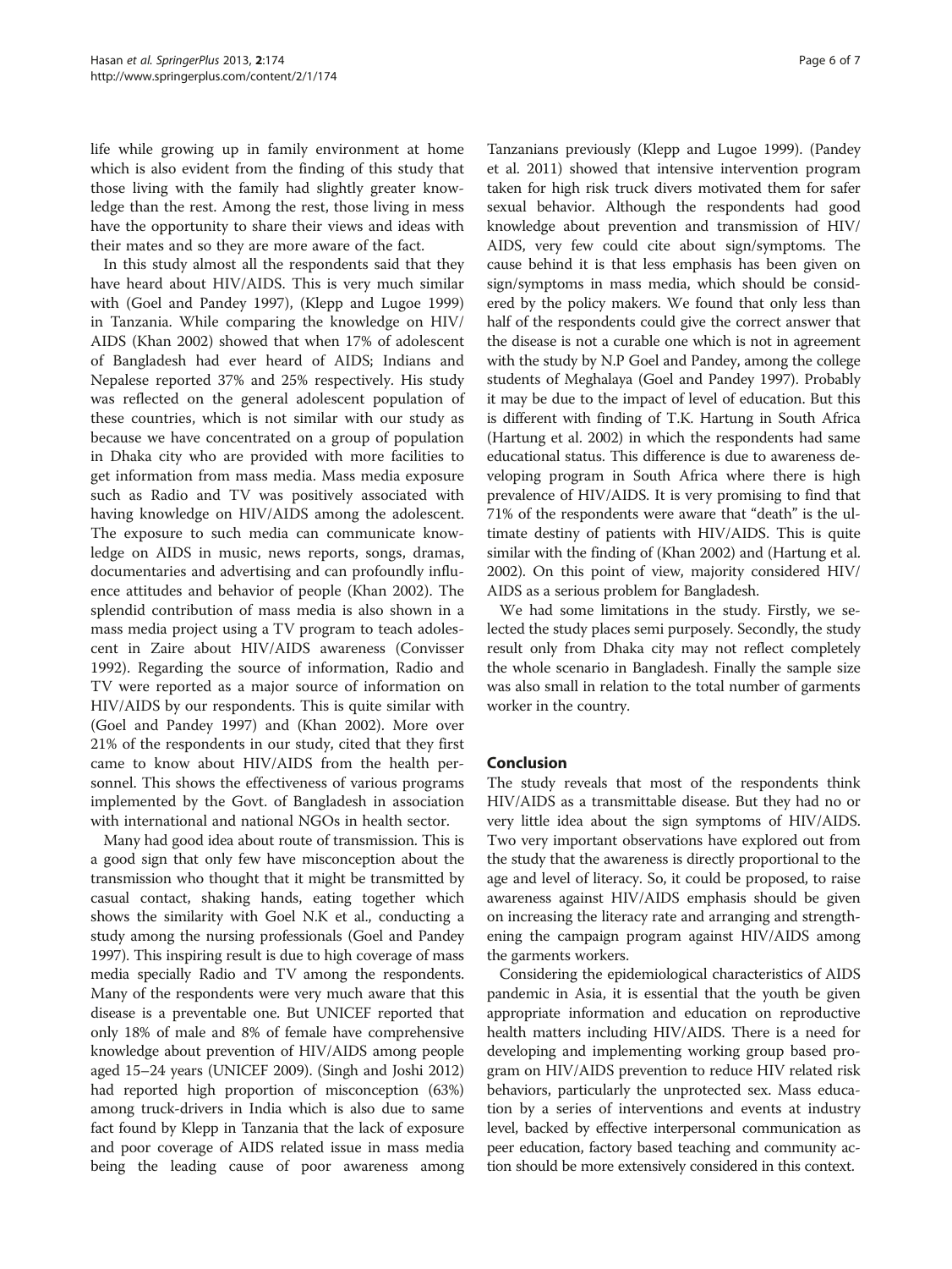life while growing up in family environment at home which is also evident from the finding of this study that those living with the family had slightly greater knowledge than the rest. Among the rest, those living in mess have the opportunity to share their views and ideas with their mates and so they are more aware of the fact.

In this study almost all the respondents said that they have heard about HIV/AIDS. This is very much similar with (Goel and Pandey 1997), (Klepp and Lugoe 1999) in Tanzania. While comparing the knowledge on HIV/AIDS (Khan 2002) showed that when 17% of adolescent of Bangladesh had ever heard of AIDS; Indians and Nepalese reported 37% and 25% respectively. His study was reflected on the general adolescent population of these countries, which is not similar with our study as because we have concentrated on a group of population in Dhaka city who are provided with more facilities to get information from mass media. Mass media exposure such as Radio and TV was positively associated with having knowledge on HIV/AIDS among the adolescent. The exposure to such media can communicate knowledge on AIDS in music, news reports, songs, dramas, documentaries and advertising and can profoundly influence attitudes and behavior of people (Khan 2002). The splendid contribution of mass media is also shown in a mass media project using a TV program to teach adolescent in Zaire about HIV/AIDS awareness (Convisser 1992). Regarding the source of information, Radio and TV were reported as a major source of information on HIV/AIDS by our respondents. This is quite similar with (Goel and Pandey 1997) and (Khan 2002). More over 21% of the respondents in our study, cited that they first came to know about HIV/AIDS from the health personnel. This shows the effectiveness of various programs implemented by the Govt. of Bangladesh in association with international and national NGOs in health sector.

Many had good idea about route of transmission. This is a good sign that only few have misconception about the transmission who thought that it might be transmitted by casual contact, shaking hands, eating together which shows the similarity with Goel N.K et al., conducting a study among the nursing professionals (Goel and Pandey 1997). This inspiring result is due to high coverage of mass media specially Radio and TV among the respondents. Many of the respondents were very much aware that this disease is a preventable one. But UNICEF reported that only 18% of male and 8% of female have comprehensive knowledge about prevention of HIV/AIDS among people aged 15–24 years (UNICEF 2009). (Singh and Joshi 2012) had reported high proportion of misconception (63%) among truck-drivers in India which is also due to same fact found by Klepp in Tanzania that the lack of exposure and poor coverage of AIDS related issue in mass media being the leading cause of poor awareness among Tanzanians previously (Klepp and Lugoe 1999). (Pandey et al. 2011) showed that intensive intervention program taken for high risk truck divers motivated them for safer sexual behavior. Although the respondents had good knowledge about prevention and transmission of HIV/AIDS, very few could cite about sign/symptoms. The cause behind it is that less emphasis has been given on sign/symptoms in mass media, which should be considered by the policy makers. We found that only less than half of the respondents could give the correct answer that the disease is not a curable one which is not in agreement with the study by N.P Goel and Pandey, among the college students of Meghalaya (Goel and Pandey 1997). Probably it may be due to the impact of level of education. But this is different with finding of T.K. Hartung in South Africa (Hartung et al. 2002) in which the respondents had same educational status. This difference is due to awareness developing program in South Africa where there is high prevalence of HIV/AIDS. It is very promising to find that 71% of the respondents were aware that "death" is the ultimate destiny of patients with HIV/AIDS. This is quite similar with the finding of (Khan 2002) and (Hartung et al. 2002). On this point of view, majority considered HIV/AIDS as a serious problem for Bangladesh.

We had some limitations in the study. Firstly, we selected the study places semi purposely. Secondly, the study result only from Dhaka city may not reflect completely the whole scenario in Bangladesh. Finally the sample size was also small in relation to the total number of garments worker in the country.

## Conclusion

The study reveals that most of the respondents think HIV/AIDS as a transmittable disease. But they had no or very little idea about the sign symptoms of HIV/AIDS. Two very important observations have explored out from the study that the awareness is directly proportional to the age and level of literacy. So, it could be proposed, to raise awareness against HIV/AIDS emphasis should be given on increasing the literacy rate and arranging and strengthening the campaign program against HIV/AIDS among the garments workers.

Considering the epidemiological characteristics of AIDS pandemic in Asia, it is essential that the youth be given appropriate information and education on reproductive health matters including HIV/AIDS. There is a need for developing and implementing working group based program on HIV/AIDS prevention to reduce HIV related risk behaviors, particularly the unprotected sex. Mass education by a series of interventions and events at industry level, backed by effective interpersonal communication as peer education, factory based teaching and community action should be more extensively considered in this context.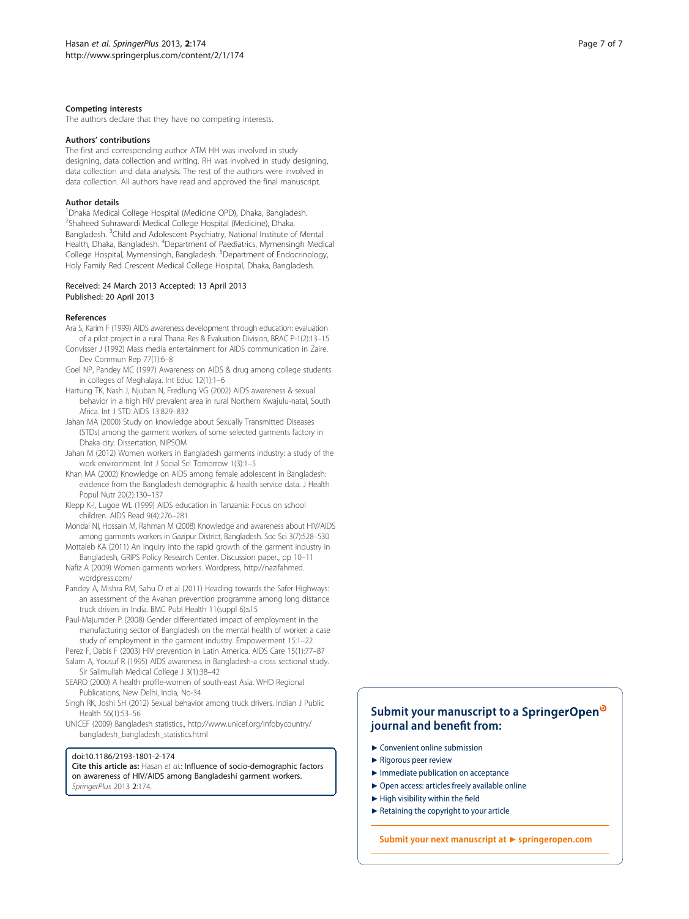### Competing interests

The authors declare that they have no competing interests.

### Authors' contributions

The first and corresponding author ATM HH was involved in study designing, data collection and writing. RH was involved in study designing, data collection and data analysis. The rest of the authors were involved in data collection. All authors have read and approved the final manuscript.

### Author details

[1]Dhaka Medical College Hospital (Medicine OPD), Dhaka, Bangladesh. [2]Shaheed Suhrawardi Medical College Hospital (Medicine), Dhaka, Bangladesh. [3]Child and Adolescent Psychiatry, National Institute of Mental Health, Dhaka, Bangladesh. [4]Department of Paediatrics, Mymensingh Medical College Hospital, Mymensingh, Bangladesh. [5]Department of Endocrinology, Holy Family Red Crescent Medical College Hospital, Dhaka, Bangladesh.

Received: 24 March 2013 Accepted: 13 April 2013
Published: 20 April 2013

### References

Ara S, Karim F (1999) AIDS awareness development through education: evaluation of a pilot project in a rural Thana. Res & Evaluation Division, BRAC P-1(2):13–15

Convisser J (1992) Mass media entertainment for AIDS communication in Zaire. Dev Commun Rep 77(1):6–8

Goel NP, Pandey MC (1997) Awareness on AIDS & drug among college students in colleges of Meghalaya. Int Educ 12(1):1–6

Hartung TK, Nash J, Njuban N, Fredlung VG (2002) AIDS awareness & sexual behavior in a high HIV prevalent area in rural Northern Kwajulu-natal, South Africa. Int J STD AIDS 13:829–832

Jahan MA (2000) Study on knowledge about Sexually Transmitted Diseases (STDs) among the garment workers of some selected garments factory in Dhaka city. Dissertation, NIPSOM

Jahan M (2012) Women workers in Bangladesh garments industry: a study of the work environment. Int J Social Sci Tomorrow 1(3):1–5

Khan MA (2002) Knowledge on AIDS among female adolescent in Bangladesh: evidence from the Bangladesh demographic & health service data. J Health Popul Nutr 20(2):130–137

Klepp K-I, Lugoe WL (1999) AIDS education in Tanzania: Focus on school children. AIDS Read 9(4):276–281

Mondal NI, Hossain M, Rahman M (2008) Knowledge and awareness about HIV/AIDS among garments workers in Gazipur District, Bangladesh. Soc Sci 3(7):528–530

Mottaleb KA (2011) An inquiry into the rapid growth of the garment industry in Bangladesh, GRIPS Policy Research Center. Discussion paper., pp 10–11

Nafiz A (2009) Women garments workers. Wordpress, http://nazifahmed.wordpress.com/

Pandey A, Mishra RM, Sahu D et al (2011) Heading towards the Safer Highways: an assessment of the Avahan prevention programme among long distance truck drivers in India. BMC Publ Health 11(suppl 6):s15

Paul-Majumder P (2008) Gender differentiated impact of employment in the manufacturing sector of Bangladesh on the mental health of worker: a case study of employment in the garment industry. Empowerment 15:1–22

Perez F, Dabis F (2003) HIV prevention in Latin America. AIDS Care 15(1):77–87

Salam A, Yousuf R (1995) AIDS awareness in Bangladesh-a cross sectional study. Sir Salimullah Medical College J 3(1):38–42

SEARO (2000) A health profile-women of south-east Asia. WHO Regional Publications, New Delhi, India, No-34

Singh RK, Joshi SH (2012) Sexual behavior among truck drivers. Indian J Public Health 56(1):53–56

UNICEF (2009) Bangladesh statistics., http://www.unicef.org/infobycountry/bangladesh_bangladesh_statistics.html

doi:10.1186/2193-1801-2-174
**Cite this article as:** Hasan *et al.*: Influence of socio-demographic factors on awareness of HIV/AIDS among Bangladeshi garment workers. *SpringerPlus* 2013 **2**:174.

**Submit your manuscript to a SpringerOpen journal and benefit from:**

- ► Convenient online submission
- ► Rigorous peer review
- ► Immediate publication on acceptance
- ► Open access: articles freely available online
- ► High visibility within the field
- ► Retaining the copyright to your article

**Submit your next manuscript at ► springeropen.com**